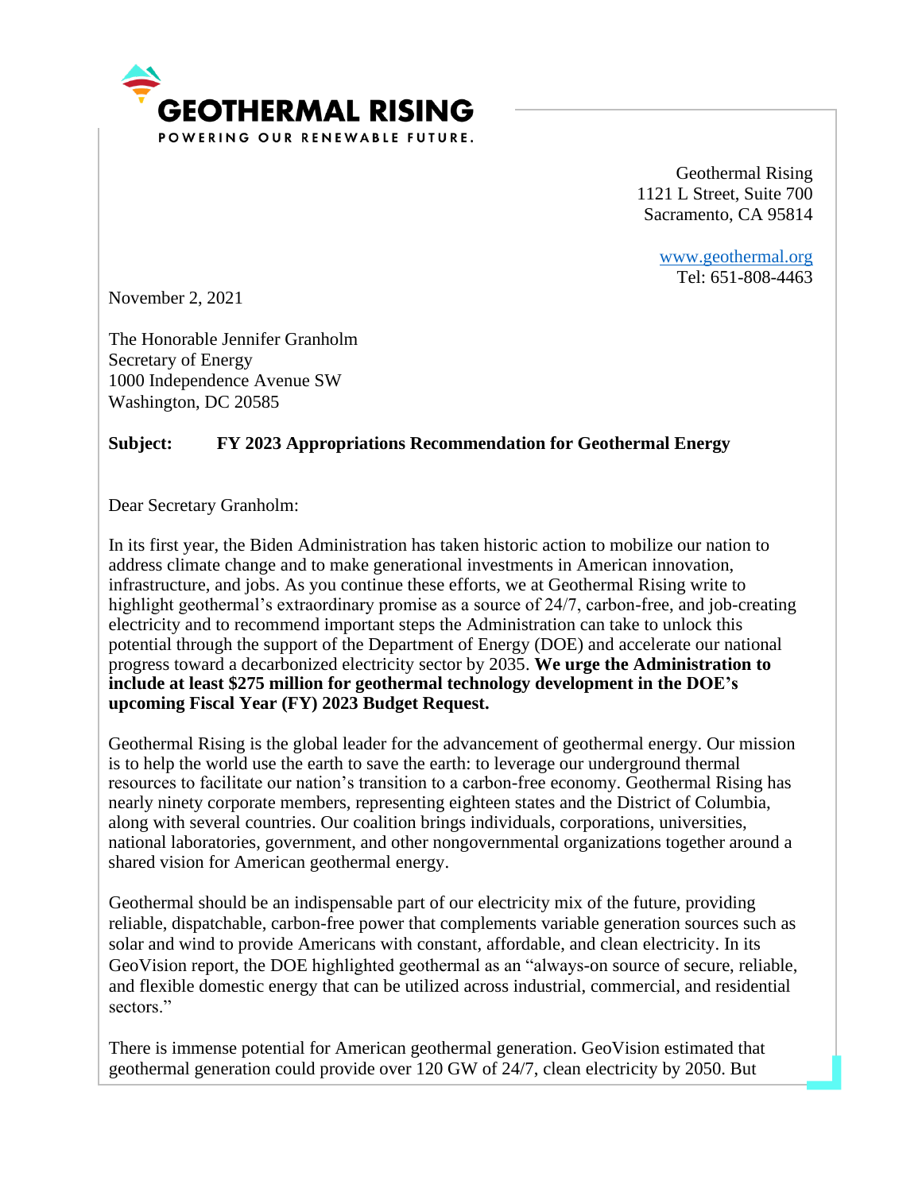# GEOTHERMAL RISING

POWERING OUR RENEWABLE FUTURE.

Geothermal Rising
1121 L Street, Suite 700
Sacramento, CA 95814

www.geothermal.org
Tel: 651-808-4463

November 2, 2021

The Honorable Jennifer Granholm
Secretary of Energy
1000 Independence Avenue SW
Washington, DC 20585

**Subject: FY 2023 Appropriations Recommendation for Geothermal Energy**

Dear Secretary Granholm:

In its first year, the Biden Administration has taken historic action to mobilize our nation to address climate change and to make generational investments in American innovation, infrastructure, and jobs. As you continue these efforts, we at Geothermal Rising write to highlight geothermal's extraordinary promise as a source of 24/7, carbon-free, and job-creating electricity and to recommend important steps the Administration can take to unlock this potential through the support of the Department of Energy (DOE) and accelerate our national progress toward a decarbonized electricity sector by 2035. **We urge the Administration to include at least $275 million for geothermal technology development in the DOE's upcoming Fiscal Year (FY) 2023 Budget Request.**

Geothermal Rising is the global leader for the advancement of geothermal energy. Our mission is to help the world use the earth to save the earth: to leverage our underground thermal resources to facilitate our nation's transition to a carbon-free economy. Geothermal Rising has nearly ninety corporate members, representing eighteen states and the District of Columbia, along with several countries. Our coalition brings individuals, corporations, universities, national laboratories, government, and other nongovernmental organizations together around a shared vision for American geothermal energy.

Geothermal should be an indispensable part of our electricity mix of the future, providing reliable, dispatchable, carbon-free power that complements variable generation sources such as solar and wind to provide Americans with constant, affordable, and clean electricity. In its GeoVision report, the DOE highlighted geothermal as an "always-on source of secure, reliable, and flexible domestic energy that can be utilized across industrial, commercial, and residential sectors."

There is immense potential for American geothermal generation. GeoVision estimated that geothermal generation could provide over 120 GW of 24/7, clean electricity by 2050. But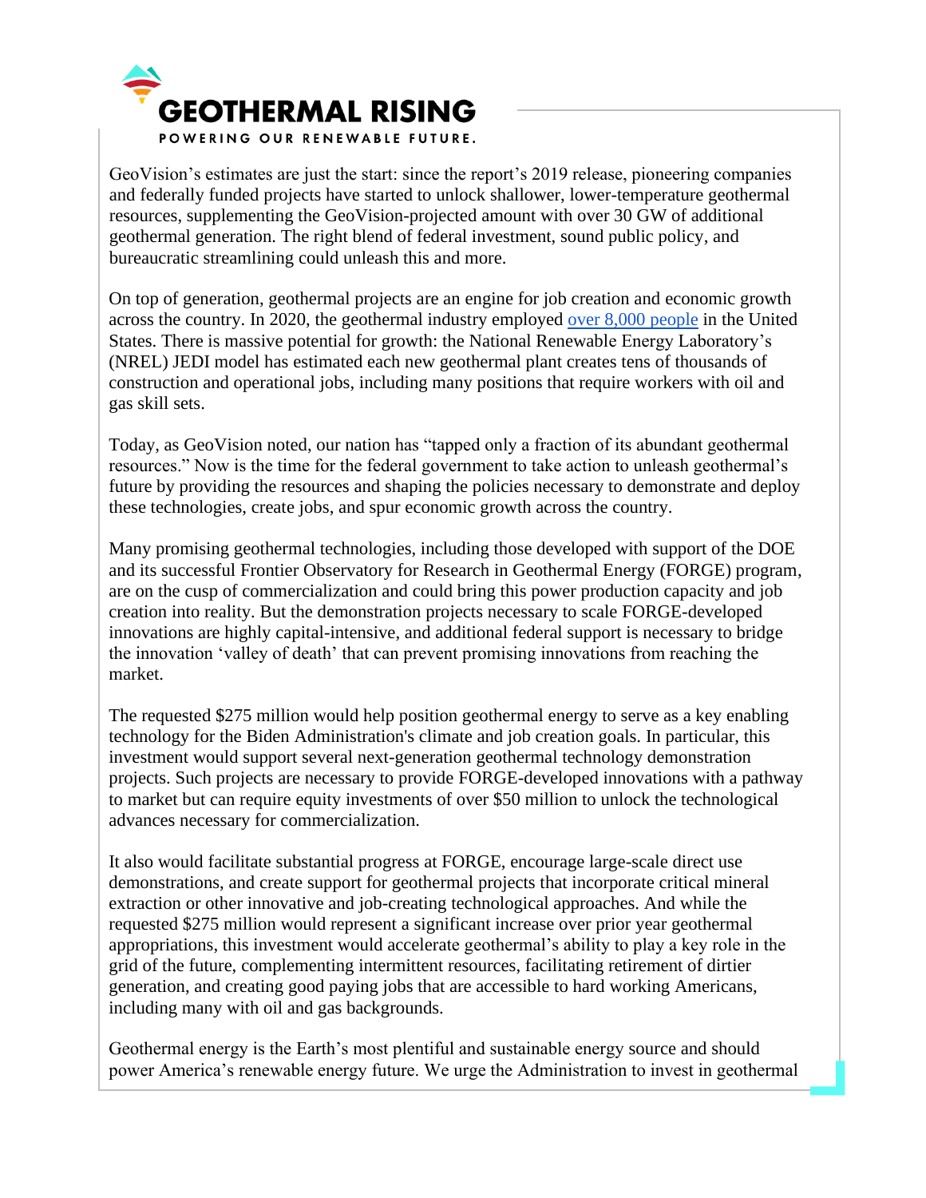GeoVision's estimates are just the start: since the report's 2019 release, pioneering companies and federally funded projects have started to unlock shallower, lower-temperature geothermal resources, supplementing the GeoVision-projected amount with over 30 GW of additional geothermal generation. The right blend of federal investment, sound public policy, and bureaucratic streamlining could unleash this and more.

On top of generation, geothermal projects are an engine for job creation and economic growth across the country. In 2020, the geothermal industry employed over 8,000 people in the United States. There is massive potential for growth: the National Renewable Energy Laboratory's (NREL) JEDI model has estimated each new geothermal plant creates tens of thousands of construction and operational jobs, including many positions that require workers with oil and gas skill sets.

Today, as GeoVision noted, our nation has "tapped only a fraction of its abundant geothermal resources." Now is the time for the federal government to take action to unleash geothermal's future by providing the resources and shaping the policies necessary to demonstrate and deploy these technologies, create jobs, and spur economic growth across the country.

Many promising geothermal technologies, including those developed with support of the DOE and its successful Frontier Observatory for Research in Geothermal Energy (FORGE) program, are on the cusp of commercialization and could bring this power production capacity and job creation into reality. But the demonstration projects necessary to scale FORGE-developed innovations are highly capital-intensive, and additional federal support is necessary to bridge the innovation 'valley of death' that can prevent promising innovations from reaching the market.

The requested $275 million would help position geothermal energy to serve as a key enabling technology for the Biden Administration's climate and job creation goals. In particular, this investment would support several next-generation geothermal technology demonstration projects. Such projects are necessary to provide FORGE-developed innovations with a pathway to market but can require equity investments of over $50 million to unlock the technological advances necessary for commercialization.

It also would facilitate substantial progress at FORGE, encourage large-scale direct use demonstrations, and create support for geothermal projects that incorporate critical mineral extraction or other innovative and job-creating technological approaches. And while the requested $275 million would represent a significant increase over prior year geothermal appropriations, this investment would accelerate geothermal's ability to play a key role in the grid of the future, complementing intermittent resources, facilitating retirement of dirtier generation, and creating good paying jobs that are accessible to hard working Americans, including many with oil and gas backgrounds.

Geothermal energy is the Earth's most plentiful and sustainable energy source and should power America's renewable energy future. We urge the Administration to invest in geothermal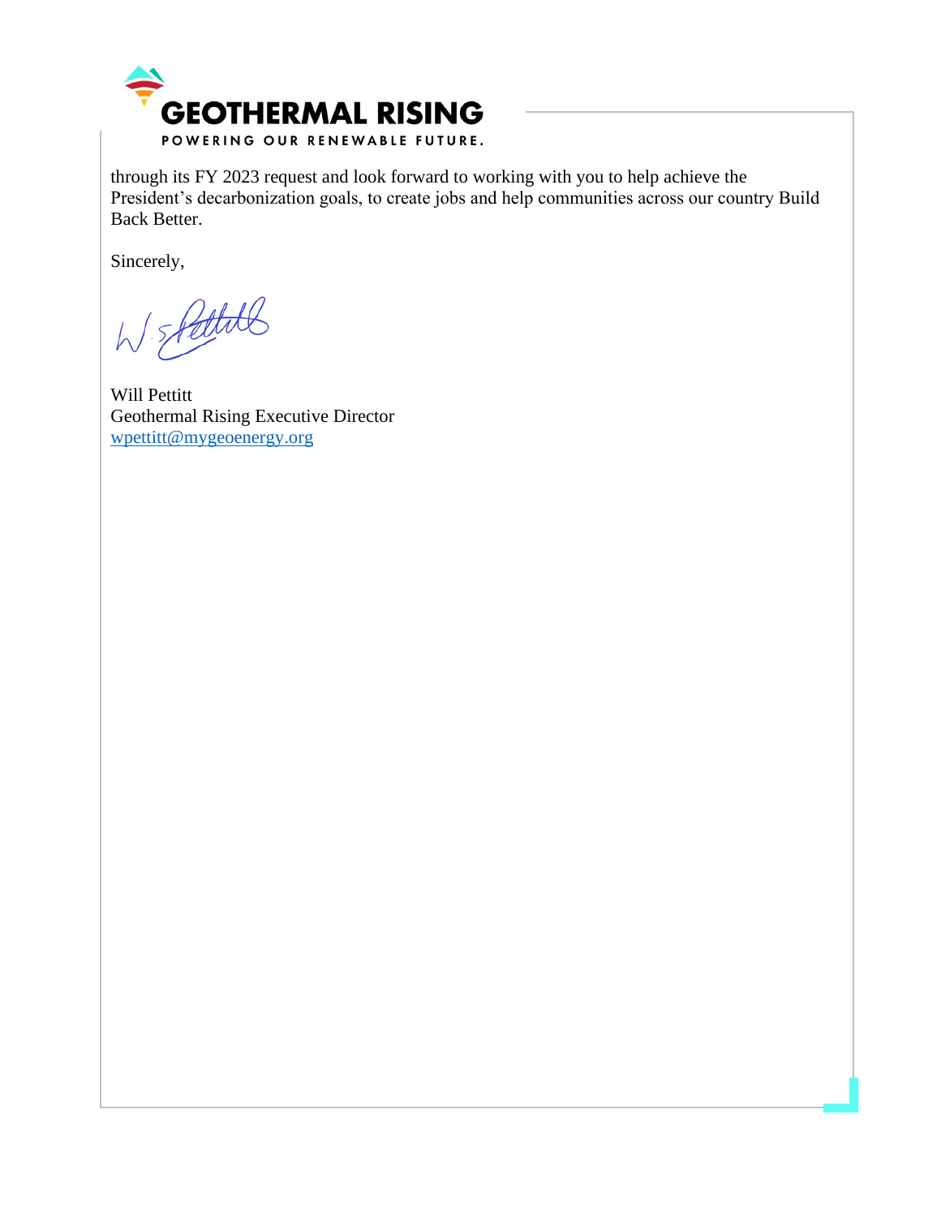through its FY 2023 request and look forward to working with you to help achieve the President's decarbonization goals, to create jobs and help communities across our country Build Back Better.

Sincerely,

Will Pettitt
Geothermal Rising Executive Director
wpettitt@mygeoenergy.org